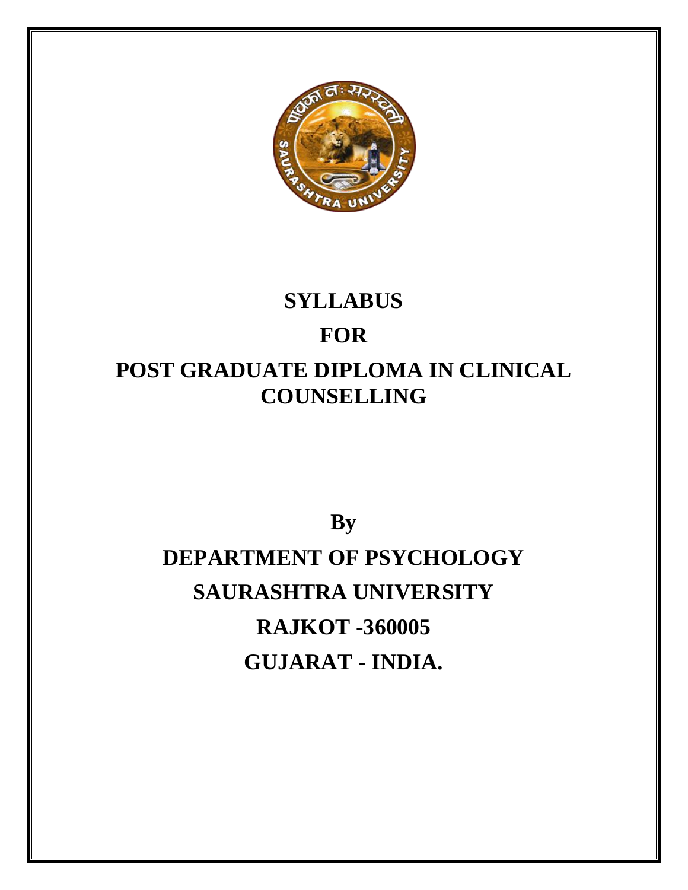# SYLLABUS

# FOR

# POST GRADUATE DIPLOMA IN CLINICAL COUNSELLING

**By**

**DEPARTMENT OF PSYCHOLOGY**

**SAURASHTRA UNIVERSITY**

**RAJKOT -360005**

**GUJARAT - INDIA.**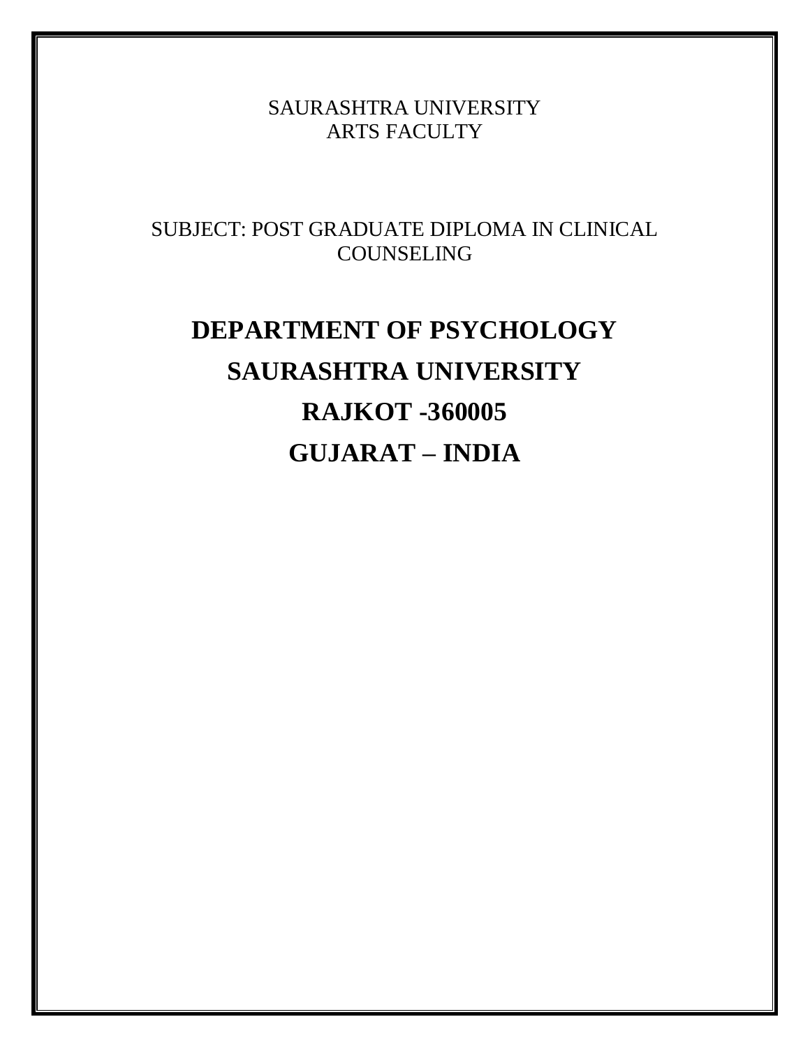SAURASHTRA UNIVERSITY
ARTS FACULTY

SUBJECT: POST GRADUATE DIPLOMA IN CLINICAL COUNSELING

# DEPARTMENT OF PSYCHOLOGY

# SAURASHTRA UNIVERSITY

# RAJKOT -360005

# GUJARAT – INDIA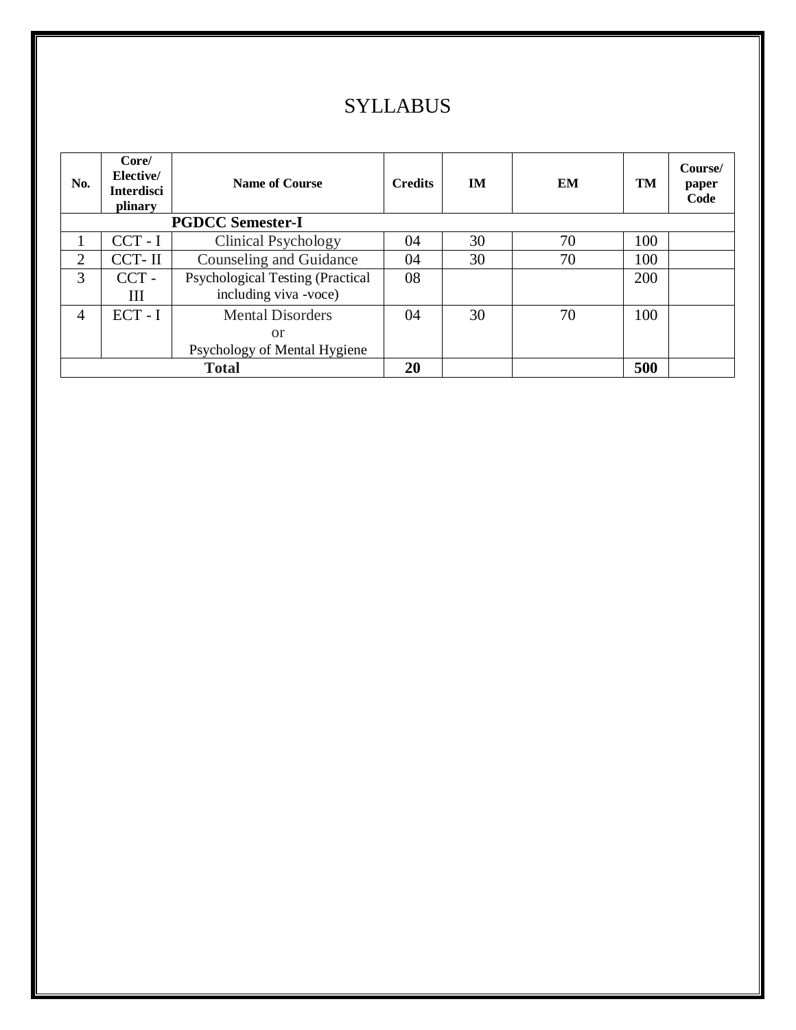# SYLLABUS

| No. | Core/ Elective/ Interdisciplinary | Name of Course | Credits | IM | EM | TM | Course/ paper Code |
|---|---|---|---|---|---|---|---|
| **PGDCC Semester-I** | | | | | | | |
| 1 | CCT - I | Clinical Psychology | 04 | 30 | 70 | 100 | |
| 2 | CCT- II | Counseling and Guidance | 04 | 30 | 70 | 100 | |
| 3 | CCT - III | Psychological Testing (Practical including viva -voce) | 08 | | | 200 | |
| 4 | ECT - I | Mental Disorders or Psychology of Mental Hygiene | 04 | 30 | 70 | 100 | |
| **Total** | | | **20** | | | **500** | |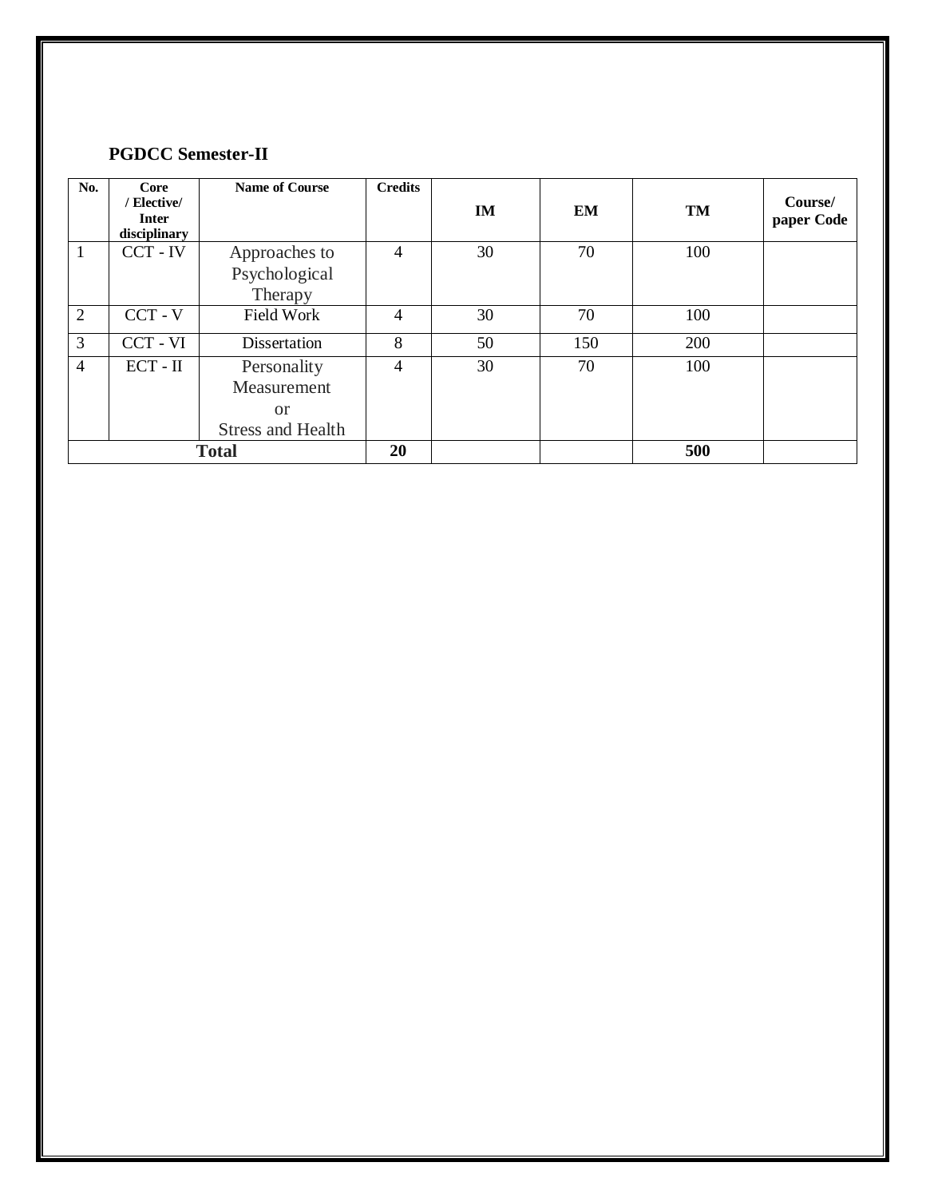**PGDCC Semester-II**

| No. | Core / Elective/ Inter disciplinary | Name of Course | Credits | IM | EM | TM | Course/ paper Code |
|---|---|---|---|---|---|---|---|
| 1 | CCT - IV | Approaches to Psychological Therapy | 4 | 30 | 70 | 100 | |
| 2 | CCT - V | Field Work | 4 | 30 | 70 | 100 | |
| 3 | CCT - VI | Dissertation | 8 | 50 | 150 | 200 | |
| 4 | ECT - II | Personality Measurement or Stress and Health | 4 | 30 | 70 | 100 | |
| **Total** | | | **20** | | | **500** | |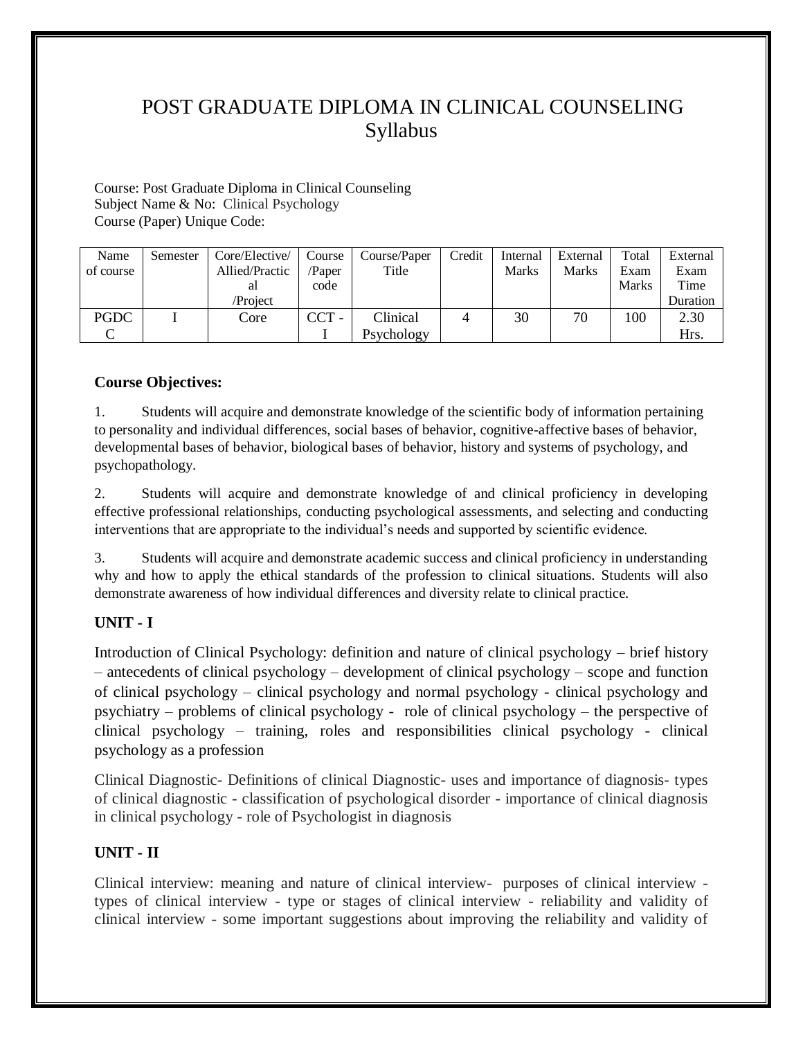# POST GRADUATE DIPLOMA IN CLINICAL COUNSELING
## Syllabus

Course: Post Graduate Diploma in Clinical Counseling
Subject Name & No: Clinical Psychology
Course (Paper) Unique Code:

| Name of course | Semester | Core/Elective/ Allied/Practical /Project | Course /Paper code | Course/Paper Title | Credit | Internal Marks | External Marks | Total Exam Marks | External Exam Time Duration |
|---|---|---|---|---|---|---|---|---|---|
| PGDCC | I | Core | CCT - I | Clinical Psychology | 4 | 30 | 70 | 100 | 2.30 Hrs. |

### Course Objectives:

1. Students will acquire and demonstrate knowledge of the scientific body of information pertaining to personality and individual differences, social bases of behavior, cognitive-affective bases of behavior, developmental bases of behavior, biological bases of behavior, history and systems of psychology, and psychopathology.

2. Students will acquire and demonstrate knowledge of and clinical proficiency in developing effective professional relationships, conducting psychological assessments, and selecting and conducting interventions that are appropriate to the individual's needs and supported by scientific evidence.

3. Students will acquire and demonstrate academic success and clinical proficiency in understanding why and how to apply the ethical standards of the profession to clinical situations. Students will also demonstrate awareness of how individual differences and diversity relate to clinical practice.

### UNIT - I

Introduction of Clinical Psychology: definition and nature of clinical psychology – brief history – antecedents of clinical psychology – development of clinical psychology – scope and function of clinical psychology – clinical psychology and normal psychology - clinical psychology and psychiatry – problems of clinical psychology - role of clinical psychology – the perspective of clinical psychology – training, roles and responsibilities clinical psychology - clinical psychology as a profession

Clinical Diagnostic- Definitions of clinical Diagnostic- uses and importance of diagnosis- types of clinical diagnostic - classification of psychological disorder - importance of clinical diagnosis in clinical psychology - role of Psychologist in diagnosis

### UNIT - II

Clinical interview: meaning and nature of clinical interview- purposes of clinical interview - types of clinical interview - type or stages of clinical interview - reliability and validity of clinical interview - some important suggestions about improving the reliability and validity of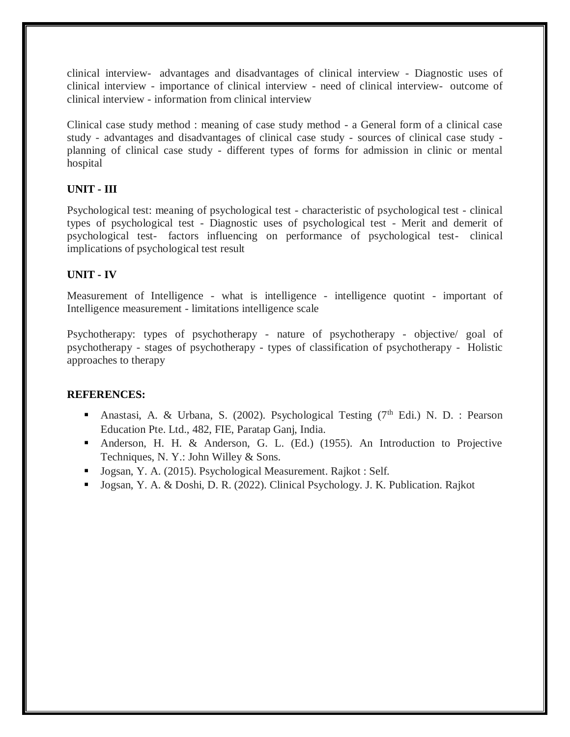clinical interview- advantages and disadvantages of clinical interview - Diagnostic uses of clinical interview - importance of clinical interview - need of clinical interview- outcome of clinical interview - information from clinical interview

Clinical case study method : meaning of case study method - a General form of a clinical case study - advantages and disadvantages of clinical case study - sources of clinical case study - planning of clinical case study - different types of forms for admission in clinic or mental hospital

**UNIT - III**

Psychological test: meaning of psychological test - characteristic of psychological test - clinical types of psychological test - Diagnostic uses of psychological test - Merit and demerit of psychological test- factors influencing on performance of psychological test- clinical implications of psychological test result

**UNIT - IV**

Measurement of Intelligence - what is intelligence - intelligence quotint - important of Intelligence measurement - limitations intelligence scale

Psychotherapy: types of psychotherapy - nature of psychotherapy - objective/ goal of psychotherapy - stages of psychotherapy - types of classification of psychotherapy - Holistic approaches to therapy

**REFERENCES:**

- Anastasi, A. & Urbana, S. (2002). Psychological Testing (7th Edi.) N. D. : Pearson Education Pte. Ltd., 482, FIE, Paratap Ganj, India.
- Anderson, H. H. & Anderson, G. L. (Ed.) (1955). An Introduction to Projective Techniques, N. Y.: John Willey & Sons.
- Jogsan, Y. A. (2015). Psychological Measurement. Rajkot : Self.
- Jogsan, Y. A. & Doshi, D. R. (2022). Clinical Psychology. J. K. Publication. Rajkot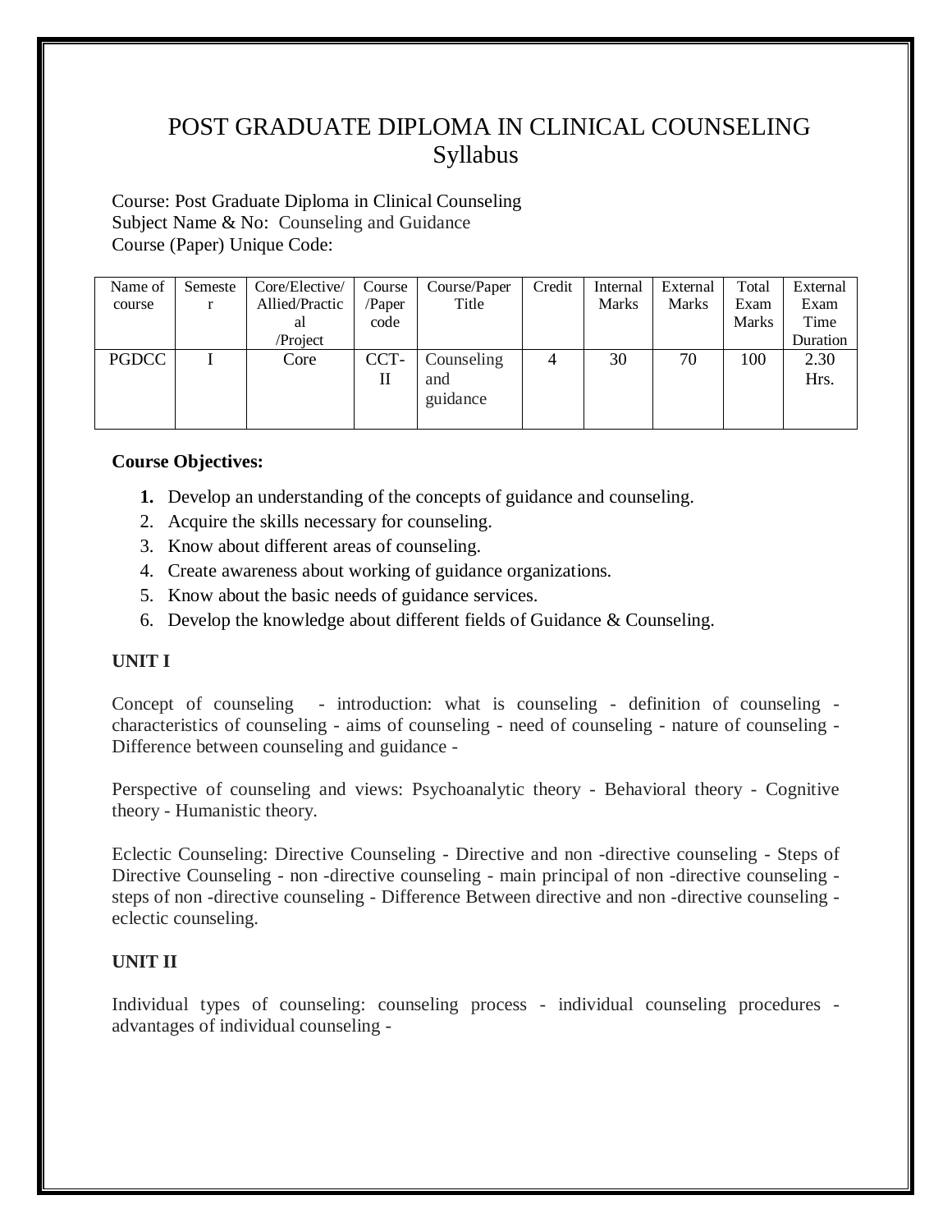# POST GRADUATE DIPLOMA IN CLINICAL COUNSELING
# Syllabus

Course: Post Graduate Diploma in Clinical Counseling
Subject Name & No: Counseling and Guidance
Course (Paper) Unique Code:

| Name of course | Semester | Core/Elective/ Allied/Practical /Project | Course /Paper code | Course/Paper Title | Credit | Internal Marks | External Marks | Total Exam Marks | External Exam Time Duration |
|---|---|---|---|---|---|---|---|---|---|
| PGDCC | I | Core | CCT-II | Counseling and guidance | 4 | 30 | 70 | 100 | 2.30 Hrs. |

**Course Objectives:**

1. Develop an understanding of the concepts of guidance and counseling.
2. Acquire the skills necessary for counseling.
3. Know about different areas of counseling.
4. Create awareness about working of guidance organizations.
5. Know about the basic needs of guidance services.
6. Develop the knowledge about different fields of Guidance & Counseling.

**UNIT I**

Concept of counseling - introduction: what is counseling - definition of counseling - characteristics of counseling - aims of counseling - need of counseling - nature of counseling - Difference between counseling and guidance -

Perspective of counseling and views: Psychoanalytic theory - Behavioral theory - Cognitive theory - Humanistic theory.

Eclectic Counseling: Directive Counseling - Directive and non -directive counseling - Steps of Directive Counseling - non -directive counseling - main principal of non -directive counseling - steps of non -directive counseling - Difference Between directive and non -directive counseling - eclectic counseling.

**UNIT II**

Individual types of counseling: counseling process - individual counseling procedures - advantages of individual counseling -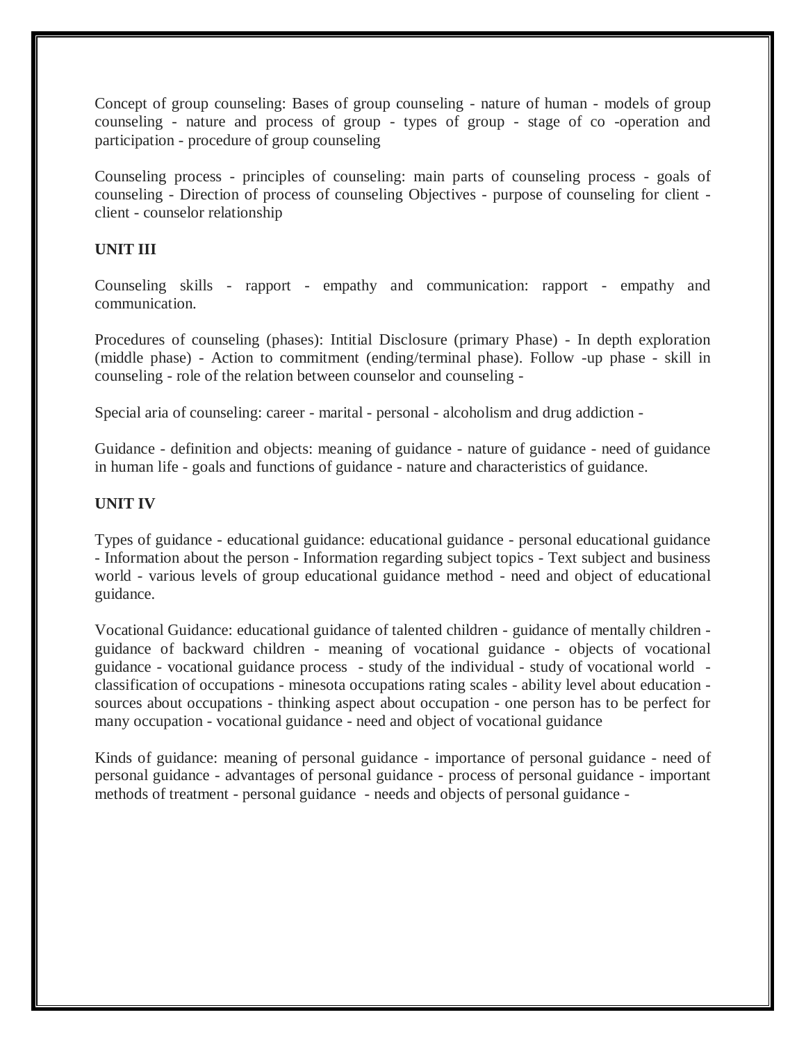Concept of group counseling: Bases of group counseling - nature of human - models of group counseling - nature and process of group - types of group - stage of co -operation and participation - procedure of group counseling

Counseling process - principles of counseling: main parts of counseling process - goals of counseling - Direction of process of counseling Objectives - purpose of counseling for client - client - counselor relationship

**UNIT III**

Counseling skills - rapport - empathy and communication: rapport - empathy and communication.

Procedures of counseling (phases): Intitial Disclosure (primary Phase) - In depth exploration (middle phase) - Action to commitment (ending/terminal phase). Follow -up phase - skill in counseling - role of the relation between counselor and counseling -

Special aria of counseling: career - marital - personal - alcoholism and drug addiction -

Guidance - definition and objects: meaning of guidance - nature of guidance - need of guidance in human life - goals and functions of guidance - nature and characteristics of guidance.

**UNIT IV**

Types of guidance - educational guidance: educational guidance - personal educational guidance - Information about the person - Information regarding subject topics - Text subject and business world - various levels of group educational guidance method - need and object of educational guidance.

Vocational Guidance: educational guidance of talented children - guidance of mentally children - guidance of backward children - meaning of vocational guidance - objects of vocational guidance - vocational guidance process - study of the individual - study of vocational world - classification of occupations - minesota occupations rating scales - ability level about education - sources about occupations - thinking aspect about occupation - one person has to be perfect for many occupation - vocational guidance - need and object of vocational guidance

Kinds of guidance: meaning of personal guidance - importance of personal guidance - need of personal guidance - advantages of personal guidance - process of personal guidance - important methods of treatment - personal guidance - needs and objects of personal guidance -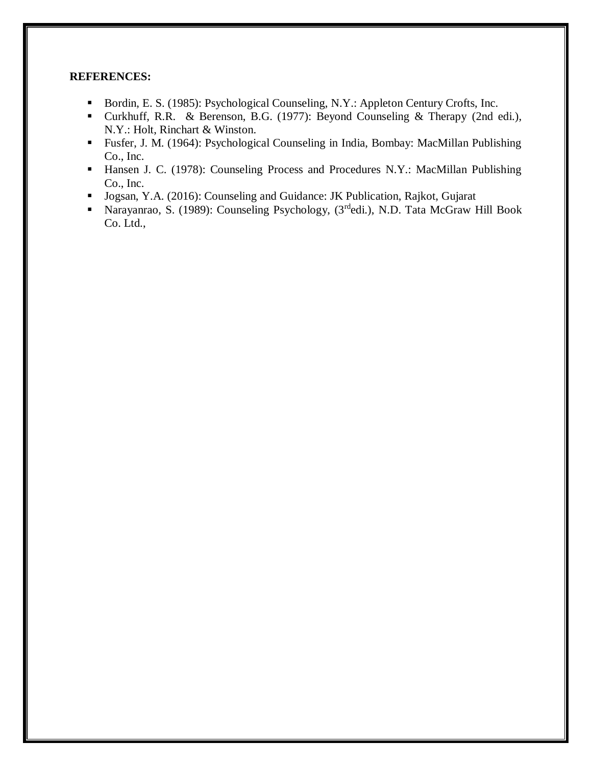**REFERENCES:**

- Bordin, E. S. (1985): Psychological Counseling, N.Y.: Appleton Century Crofts, Inc.
- Curkhuff, R.R. & Berenson, B.G. (1977): Beyond Counseling & Therapy (2nd edi.), N.Y.: Holt, Rinchart & Winston.
- Fusfer, J. M. (1964): Psychological Counseling in India, Bombay: MacMillan Publishing Co., Inc.
- Hansen J. C. (1978): Counseling Process and Procedures N.Y.: MacMillan Publishing Co., Inc.
- Jogsan, Y.A. (2016): Counseling and Guidance: JK Publication, Rajkot, Gujarat
- Narayanrao, S. (1989): Counseling Psychology, (3rd edi.), N.D. Tata McGraw Hill Book Co. Ltd.,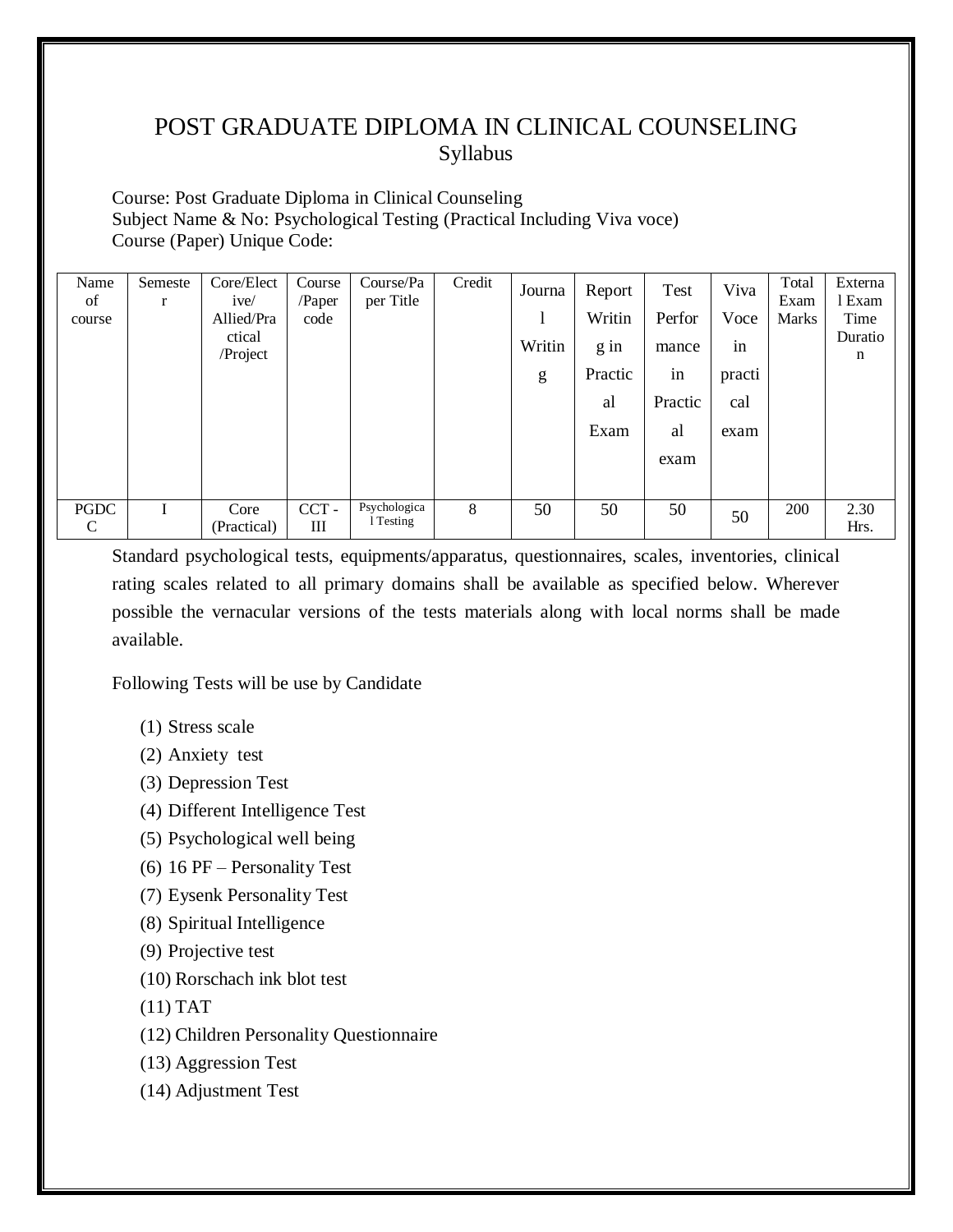# POST GRADUATE DIPLOMA IN CLINICAL COUNSELING

Syllabus

Course: Post Graduate Diploma in Clinical Counseling
Subject Name & No: Psychological Testing (Practical Including Viva voce)
Course (Paper) Unique Code:

| Name of course | Semester | Core/Elective/ Allied/Practical /Project | Course /Paper code | Course/Paper Title | Credit | Journal Writing | Report Writing in Practical Exam | Test Performance in Practical exam | Viva Voce in practical exam | Total Exam Marks | External Exam Time Duration |
|---|---|---|---|---|---|---|---|---|---|---|---|
| PGDCC | I | Core (Practical) | CCT - III | Psychological Testing | 8 | 50 | 50 | 50 | 50 | 200 | 2.30 Hrs. |

Standard psychological tests, equipments/apparatus, questionnaires, scales, inventories, clinical rating scales related to all primary domains shall be available as specified below. Wherever possible the vernacular versions of the tests materials along with local norms shall be made available.

Following Tests will be use by Candidate

(1) Stress scale
(2) Anxiety test
(3) Depression Test
(4) Different Intelligence Test
(5) Psychological well being
(6) 16 PF – Personality Test
(7) Eysenk Personality Test
(8) Spiritual Intelligence
(9) Projective test
(10) Rorschach ink blot test
(11) TAT
(12) Children Personality Questionnaire
(13) Aggression Test
(14) Adjustment Test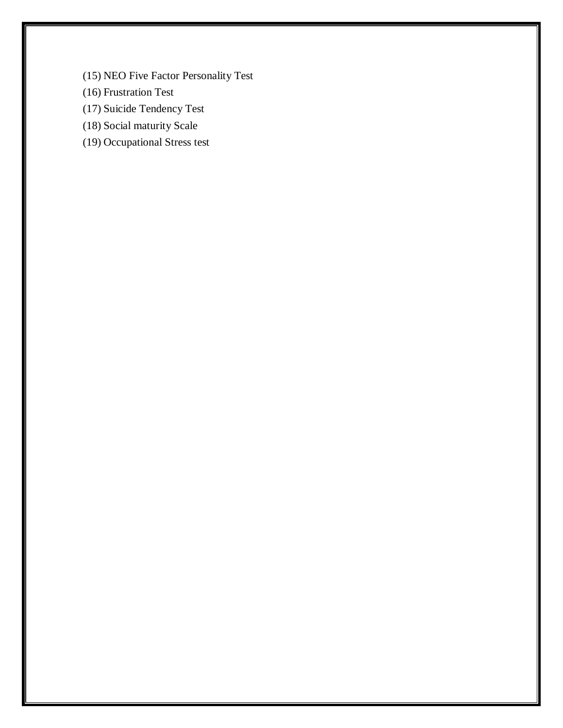(15) NEO Five Factor Personality Test

(16) Frustration Test

(17) Suicide Tendency Test

(18) Social maturity Scale

(19) Occupational Stress test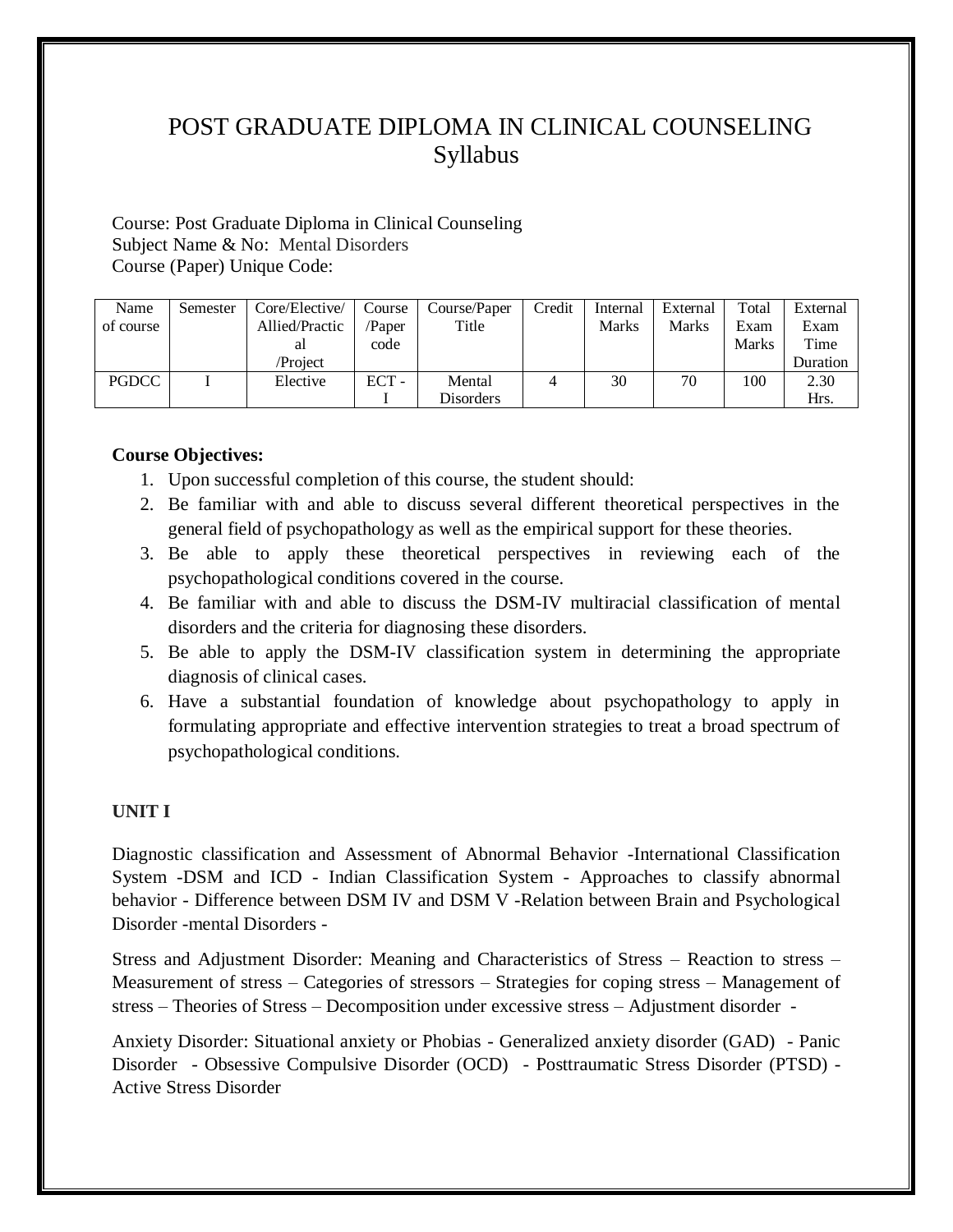# POST GRADUATE DIPLOMA IN CLINICAL COUNSELING
## Syllabus

Course: Post Graduate Diploma in Clinical Counseling
Subject Name & No: Mental Disorders
Course (Paper) Unique Code:

| Name of course | Semester | Core/Elective/ Allied/Practical /Project | Course /Paper code | Course/Paper Title | Credit | Internal Marks | External Marks | Total Exam Marks | External Exam Time Duration |
|---|---|---|---|---|---|---|---|---|---|
| PGDCC | I | Elective | ECT - I | Mental Disorders | 4 | 30 | 70 | 100 | 2.30 Hrs. |

**Course Objectives:**

1. Upon successful completion of this course, the student should:
2. Be familiar with and able to discuss several different theoretical perspectives in the general field of psychopathology as well as the empirical support for these theories.
3. Be able to apply these theoretical perspectives in reviewing each of the psychopathological conditions covered in the course.
4. Be familiar with and able to discuss the DSM-IV multiracial classification of mental disorders and the criteria for diagnosing these disorders.
5. Be able to apply the DSM-IV classification system in determining the appropriate diagnosis of clinical cases.
6. Have a substantial foundation of knowledge about psychopathology to apply in formulating appropriate and effective intervention strategies to treat a broad spectrum of psychopathological conditions.

**UNIT I**

Diagnostic classification and Assessment of Abnormal Behavior -International Classification System -DSM and ICD - Indian Classification System - Approaches to classify abnormal behavior - Difference between DSM IV and DSM V -Relation between Brain and Psychological Disorder -mental Disorders -

Stress and Adjustment Disorder: Meaning and Characteristics of Stress – Reaction to stress – Measurement of stress – Categories of stressors – Strategies for coping stress – Management of stress – Theories of Stress – Decomposition under excessive stress – Adjustment disorder -

Anxiety Disorder: Situational anxiety or Phobias - Generalized anxiety disorder (GAD) - Panic Disorder - Obsessive Compulsive Disorder (OCD) - Posttraumatic Stress Disorder (PTSD) - Active Stress Disorder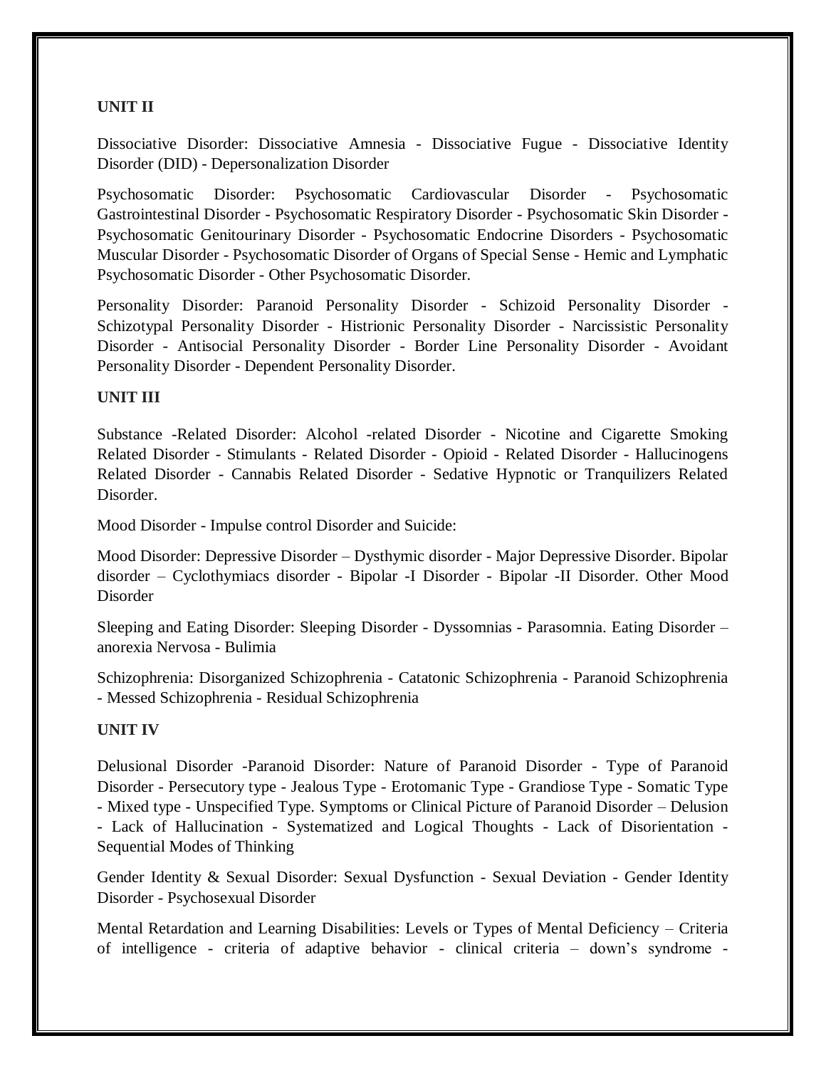**UNIT II**

Dissociative Disorder: Dissociative Amnesia - Dissociative Fugue - Dissociative Identity Disorder (DID) - Depersonalization Disorder

Psychosomatic Disorder: Psychosomatic Cardiovascular Disorder - Psychosomatic Gastrointestinal Disorder - Psychosomatic Respiratory Disorder - Psychosomatic Skin Disorder - Psychosomatic Genitourinary Disorder - Psychosomatic Endocrine Disorders - Psychosomatic Muscular Disorder - Psychosomatic Disorder of Organs of Special Sense - Hemic and Lymphatic Psychosomatic Disorder - Other Psychosomatic Disorder.

Personality Disorder: Paranoid Personality Disorder - Schizoid Personality Disorder - Schizotypal Personality Disorder - Histrionic Personality Disorder - Narcissistic Personality Disorder - Antisocial Personality Disorder - Border Line Personality Disorder - Avoidant Personality Disorder - Dependent Personality Disorder.

**UNIT III**

Substance -Related Disorder: Alcohol -related Disorder - Nicotine and Cigarette Smoking Related Disorder - Stimulants - Related Disorder - Opioid - Related Disorder - Hallucinogens Related Disorder - Cannabis Related Disorder - Sedative Hypnotic or Tranquilizers Related Disorder.

Mood Disorder - Impulse control Disorder and Suicide:

Mood Disorder: Depressive Disorder – Dysthymic disorder - Major Depressive Disorder. Bipolar disorder – Cyclothymiacs disorder - Bipolar -I Disorder - Bipolar -II Disorder. Other Mood Disorder

Sleeping and Eating Disorder: Sleeping Disorder - Dyssomnias - Parasomnia. Eating Disorder – anorexia Nervosa - Bulimia

Schizophrenia: Disorganized Schizophrenia - Catatonic Schizophrenia - Paranoid Schizophrenia - Messed Schizophrenia - Residual Schizophrenia

**UNIT IV**

Delusional Disorder -Paranoid Disorder: Nature of Paranoid Disorder - Type of Paranoid Disorder - Persecutory type - Jealous Type - Erotomanic Type - Grandiose Type - Somatic Type - Mixed type - Unspecified Type. Symptoms or Clinical Picture of Paranoid Disorder – Delusion - Lack of Hallucination - Systematized and Logical Thoughts - Lack of Disorientation - Sequential Modes of Thinking

Gender Identity & Sexual Disorder: Sexual Dysfunction - Sexual Deviation - Gender Identity Disorder - Psychosexual Disorder

Mental Retardation and Learning Disabilities: Levels or Types of Mental Deficiency – Criteria of intelligence - criteria of adaptive behavior - clinical criteria – down's syndrome -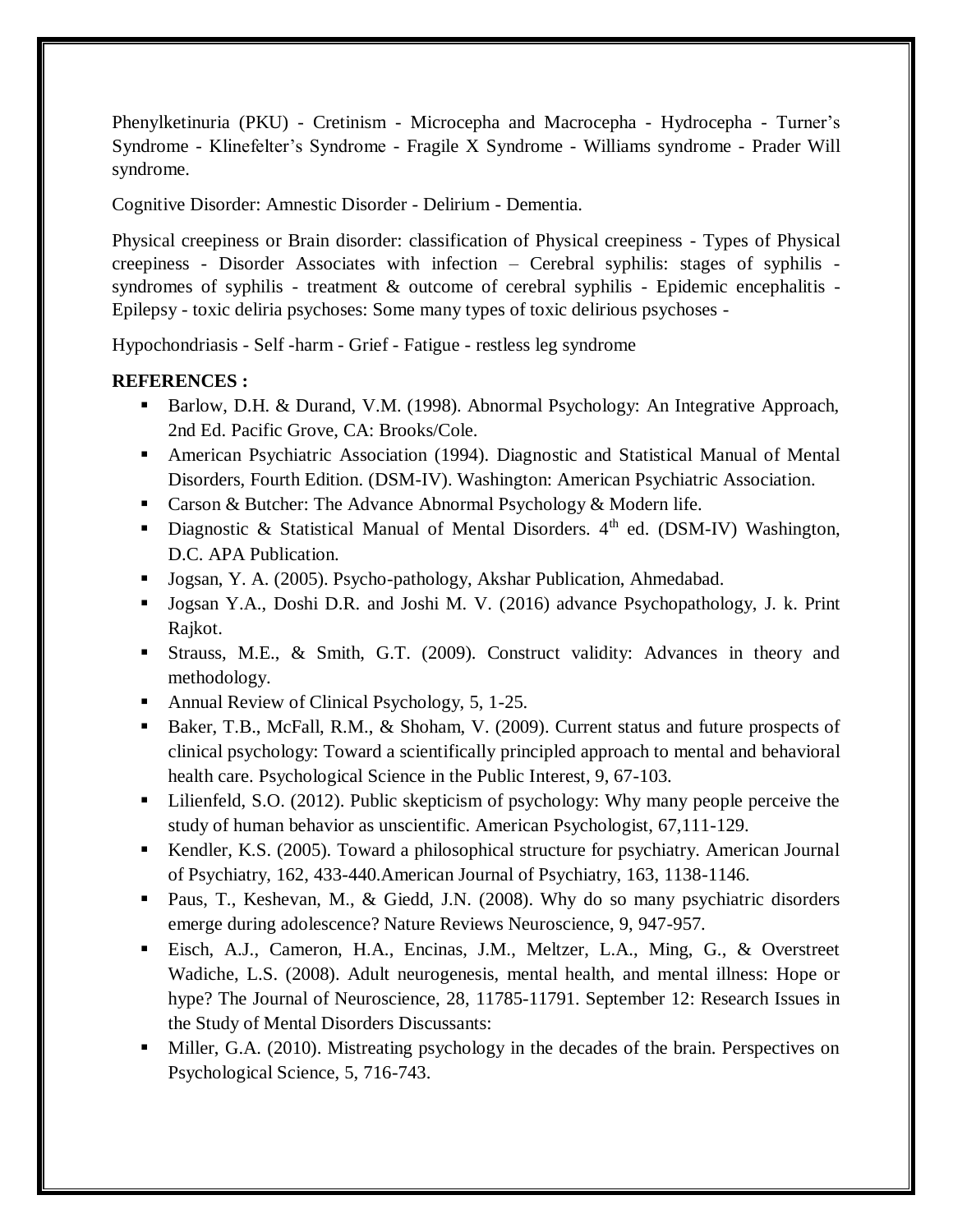Phenylketinuria (PKU) - Cretinism - Microcepha and Macrocepha - Hydrocepha - Turner's Syndrome - Klinefelter's Syndrome - Fragile X Syndrome - Williams syndrome - Prader Will syndrome.

Cognitive Disorder: Amnestic Disorder - Delirium - Dementia.

Physical creepiness or Brain disorder: classification of Physical creepiness - Types of Physical creepiness - Disorder Associates with infection – Cerebral syphilis: stages of syphilis - syndromes of syphilis - treatment & outcome of cerebral syphilis - Epidemic encephalitis - Epilepsy - toxic deliria psychoses: Some many types of toxic delirious psychoses -

Hypochondriasis - Self -harm - Grief - Fatigue - restless leg syndrome

**REFERENCES :**

- Barlow, D.H. & Durand, V.M. (1998). Abnormal Psychology: An Integrative Approach, 2nd Ed. Pacific Grove, CA: Brooks/Cole.
- American Psychiatric Association (1994). Diagnostic and Statistical Manual of Mental Disorders, Fourth Edition. (DSM-IV). Washington: American Psychiatric Association.
- Carson & Butcher: The Advance Abnormal Psychology & Modern life.
- Diagnostic & Statistical Manual of Mental Disorders. 4th ed. (DSM-IV) Washington, D.C. APA Publication.
- Jogsan, Y. A. (2005). Psycho-pathology, Akshar Publication, Ahmedabad.
- Jogsan Y.A., Doshi D.R. and Joshi M. V. (2016) advance Psychopathology, J. k. Print Rajkot.
- Strauss, M.E., & Smith, G.T. (2009). Construct validity: Advances in theory and methodology.
- Annual Review of Clinical Psychology, 5, 1-25.
- Baker, T.B., McFall, R.M., & Shoham, V. (2009). Current status and future prospects of clinical psychology: Toward a scientifically principled approach to mental and behavioral health care. Psychological Science in the Public Interest, 9, 67-103.
- Lilienfeld, S.O. (2012). Public skepticism of psychology: Why many people perceive the study of human behavior as unscientific. American Psychologist, 67,111-129.
- Kendler, K.S. (2005). Toward a philosophical structure for psychiatry. American Journal of Psychiatry, 162, 433-440.American Journal of Psychiatry, 163, 1138-1146.
- Paus, T., Keshevan, M., & Giedd, J.N. (2008). Why do so many psychiatric disorders emerge during adolescence? Nature Reviews Neuroscience, 9, 947-957.
- Eisch, A.J., Cameron, H.A., Encinas, J.M., Meltzer, L.A., Ming, G., & Overstreet Wadiche, L.S. (2008). Adult neurogenesis, mental health, and mental illness: Hope or hype? The Journal of Neuroscience, 28, 11785-11791. September 12: Research Issues in the Study of Mental Disorders Discussants:
- Miller, G.A. (2010). Mistreating psychology in the decades of the brain. Perspectives on Psychological Science, 5, 716-743.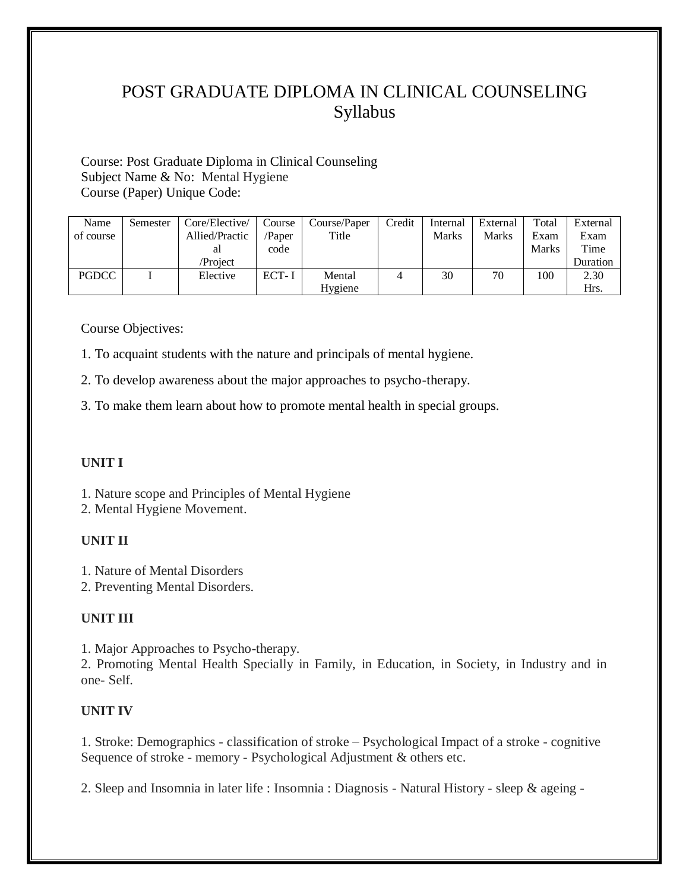# POST GRADUATE DIPLOMA IN CLINICAL COUNSELING
## Syllabus

Course: Post Graduate Diploma in Clinical Counseling
Subject Name & No: Mental Hygiene
Course (Paper) Unique Code:

| Name of course | Semester | Core/Elective/ Allied/Practical /Project | Course /Paper code | Course/Paper Title | Credit | Internal Marks | External Marks | Total Exam Marks | External Exam Time Duration |
|---|---|---|---|---|---|---|---|---|---|
| PGDCC | I | Elective | ECT- I | Mental Hygiene | 4 | 30 | 70 | 100 | 2.30 Hrs. |

Course Objectives:

1. To acquaint students with the nature and principals of mental hygiene.

2. To develop awareness about the major approaches to psycho-therapy.

3. To make them learn about how to promote mental health in special groups.

**UNIT I**

1. Nature scope and Principles of Mental Hygiene
2. Mental Hygiene Movement.

**UNIT II**

1. Nature of Mental Disorders
2. Preventing Mental Disorders.

**UNIT III**

1. Major Approaches to Psycho-therapy.
2. Promoting Mental Health Specially in Family, in Education, in Society, in Industry and in one- Self.

**UNIT IV**

1. Stroke: Demographics - classification of stroke – Psychological Impact of a stroke - cognitive Sequence of stroke - memory - Psychological Adjustment & others etc.

2. Sleep and Insomnia in later life : Insomnia : Diagnosis - Natural History - sleep & ageing -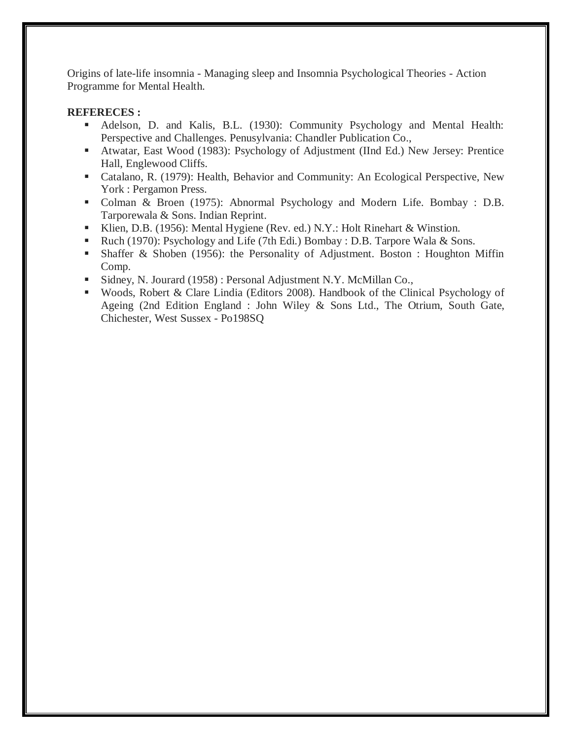Origins of late-life insomnia - Managing sleep and Insomnia Psychological Theories - Action Programme for Mental Health.

**REFERECES :**

- Adelson, D. and Kalis, B.L. (1930): Community Psychology and Mental Health: Perspective and Challenges. Penusylvania: Chandler Publication Co.,
- Atwatar, East Wood (1983): Psychology of Adjustment (IInd Ed.) New Jersey: Prentice Hall, Englewood Cliffs.
- Catalano, R. (1979): Health, Behavior and Community: An Ecological Perspective, New York : Pergamon Press.
- Colman & Broen (1975): Abnormal Psychology and Modern Life. Bombay : D.B. Tarporewala & Sons. Indian Reprint.
- Klien, D.B. (1956): Mental Hygiene (Rev. ed.) N.Y.: Holt Rinehart & Winstion.
- Ruch (1970): Psychology and Life (7th Edi.) Bombay : D.B. Tarpore Wala & Sons.
- Shaffer & Shoben (1956): the Personality of Adjustment. Boston : Houghton Miffin Comp.
- Sidney, N. Jourard (1958) : Personal Adjustment N.Y. McMillan Co.,
- Woods, Robert & Clare Lindia (Editors 2008). Handbook of the Clinical Psychology of Ageing (2nd Edition England : John Wiley & Sons Ltd., The Otrium, South Gate, Chichester, West Sussex - Po198SQ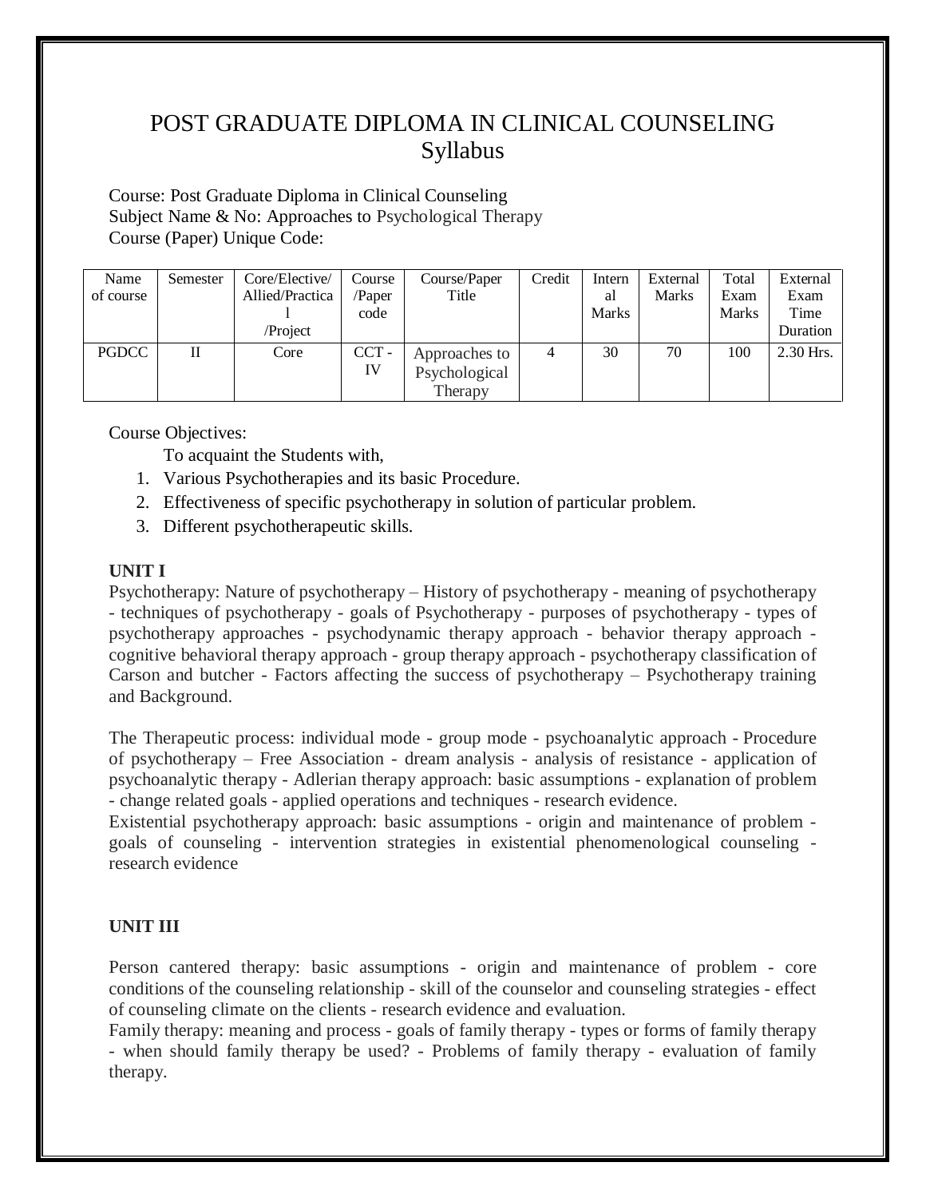# POST GRADUATE DIPLOMA IN CLINICAL COUNSELING
## Syllabus

Course: Post Graduate Diploma in Clinical Counseling
Subject Name & No: Approaches to Psychological Therapy
Course (Paper) Unique Code:

| Name of course | Semester | Core/Elective/ Allied/Practical /Project | Course /Paper code | Course/Paper Title | Credit | Internal Marks | External Marks | Total Exam Marks | External Exam Time Duration |
|---|---|---|---|---|---|---|---|---|---|
| PGDCC | II | Core | CCT - IV | Approaches to Psychological Therapy | 4 | 30 | 70 | 100 | 2.30 Hrs. |

Course Objectives:

To acquaint the Students with,

1. Various Psychotherapies and its basic Procedure.
2. Effectiveness of specific psychotherapy in solution of particular problem.
3. Different psychotherapeutic skills.

**UNIT I**

Psychotherapy: Nature of psychotherapy – History of psychotherapy - meaning of psychotherapy - techniques of psychotherapy - goals of Psychotherapy - purposes of psychotherapy - types of psychotherapy approaches - psychodynamic therapy approach - behavior therapy approach - cognitive behavioral therapy approach - group therapy approach - psychotherapy classification of Carson and butcher - Factors affecting the success of psychotherapy – Psychotherapy training and Background.

The Therapeutic process: individual mode - group mode - psychoanalytic approach - Procedure of psychotherapy – Free Association - dream analysis - analysis of resistance - application of psychoanalytic therapy - Adlerian therapy approach: basic assumptions - explanation of problem - change related goals - applied operations and techniques - research evidence.

Existential psychotherapy approach: basic assumptions - origin and maintenance of problem - goals of counseling - intervention strategies in existential phenomenological counseling - research evidence

**UNIT III**

Person cantered therapy: basic assumptions - origin and maintenance of problem - core conditions of the counseling relationship - skill of the counselor and counseling strategies - effect of counseling climate on the clients - research evidence and evaluation.

Family therapy: meaning and process - goals of family therapy - types or forms of family therapy - when should family therapy be used? - Problems of family therapy - evaluation of family therapy.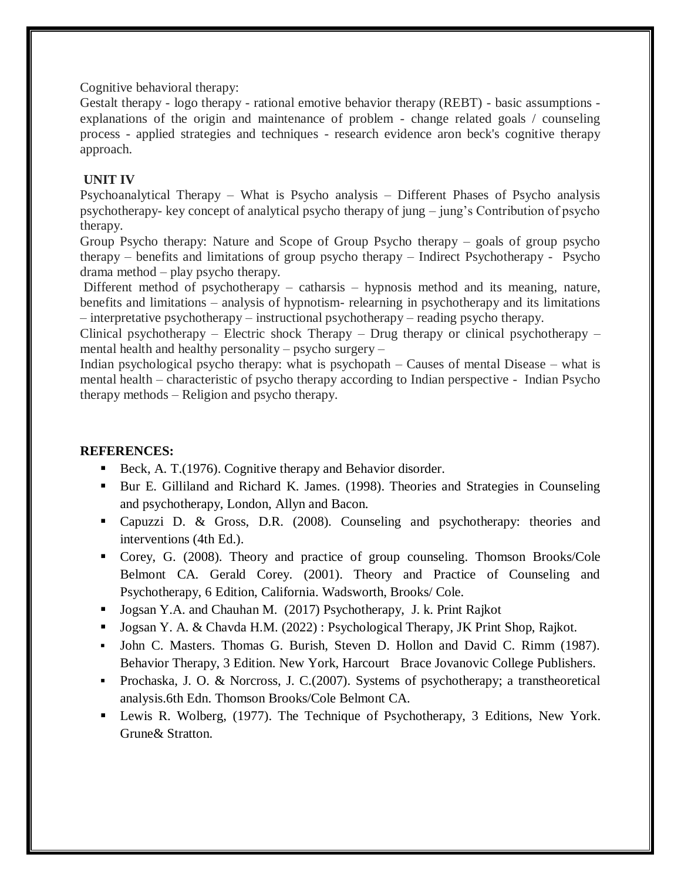Cognitive behavioral therapy:

Gestalt therapy - logo therapy - rational emotive behavior therapy (REBT) - basic assumptions - explanations of the origin and maintenance of problem - change related goals / counseling process - applied strategies and techniques - research evidence aron beck's cognitive therapy approach.

**UNIT IV**

Psychoanalytical Therapy – What is Psycho analysis – Different Phases of Psycho analysis psychotherapy- key concept of analytical psycho therapy of jung – jung's Contribution of psycho therapy.

Group Psycho therapy: Nature and Scope of Group Psycho therapy – goals of group psycho therapy – benefits and limitations of group psycho therapy – Indirect Psychotherapy - Psycho drama method – play psycho therapy.

Different method of psychotherapy – catharsis – hypnosis method and its meaning, nature, benefits and limitations – analysis of hypnotism- relearning in psychotherapy and its limitations – interpretative psychotherapy – instructional psychotherapy – reading psycho therapy.

Clinical psychotherapy – Electric shock Therapy – Drug therapy or clinical psychotherapy – mental health and healthy personality – psycho surgery –

Indian psychological psycho therapy: what is psychopath – Causes of mental Disease – what is mental health – characteristic of psycho therapy according to Indian perspective - Indian Psycho therapy methods – Religion and psycho therapy.

**REFERENCES:**

- Beck, A. T.(1976). Cognitive therapy and Behavior disorder.
- Bur E. Gilliland and Richard K. James. (1998). Theories and Strategies in Counseling and psychotherapy, London, Allyn and Bacon.
- Capuzzi D. & Gross, D.R. (2008). Counseling and psychotherapy: theories and interventions (4th Ed.).
- Corey, G. (2008). Theory and practice of group counseling. Thomson Brooks/Cole Belmont CA. Gerald Corey. (2001). Theory and Practice of Counseling and Psychotherapy, 6 Edition, California. Wadsworth, Brooks/ Cole.
- Jogsan Y.A. and Chauhan M. (2017) Psychotherapy, J. k. Print Rajkot
- Jogsan Y. A. & Chavda H.M. (2022) : Psychological Therapy, JK Print Shop, Rajkot.
- John C. Masters. Thomas G. Burish, Steven D. Hollon and David C. Rimm (1987). Behavior Therapy, 3 Edition. New York, Harcourt Brace Jovanovic College Publishers.
- Prochaska, J. O. & Norcross, J. C.(2007). Systems of psychotherapy; a transtheoretical analysis.6th Edn. Thomson Brooks/Cole Belmont CA.
- Lewis R. Wolberg, (1977). The Technique of Psychotherapy, 3 Editions, New York. Grune& Stratton.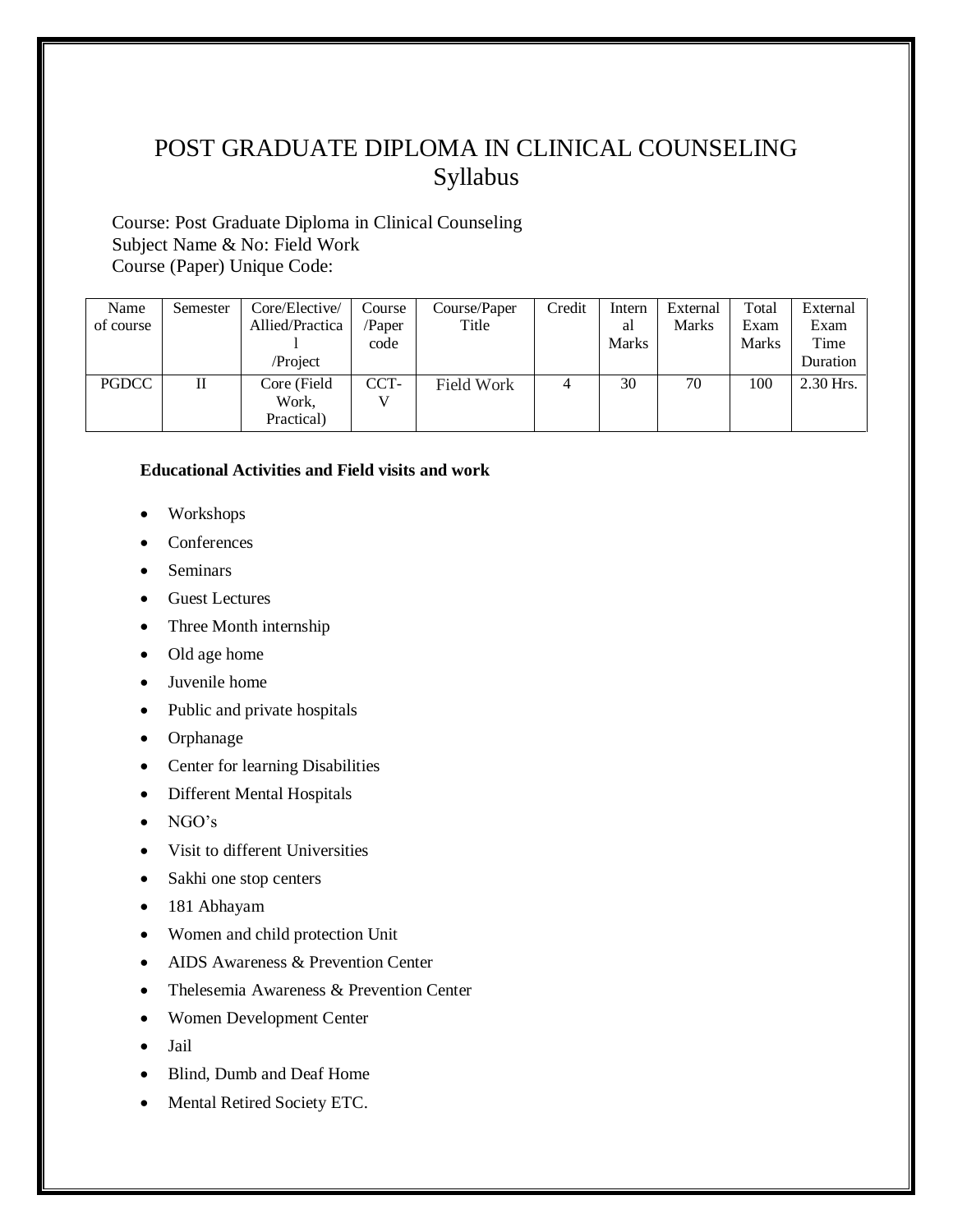# POST GRADUATE DIPLOMA IN CLINICAL COUNSELING
## Syllabus

Course: Post Graduate Diploma in Clinical Counseling
Subject Name & No: Field Work
Course (Paper) Unique Code:

| Name of course | Semester | Core/Elective/ Allied/Practical /Project | Course /Paper code | Course/Paper Title | Credit | Internal Marks | External Marks | Total Exam Marks | External Exam Time Duration |
|---|---|---|---|---|---|---|---|---|---|
| PGDCC | II | Core (Field Work, Practical) | CCT-V | Field Work | 4 | 30 | 70 | 100 | 2.30 Hrs. |

**Educational Activities and Field visits and work**

- Workshops
- Conferences
- Seminars
- Guest Lectures
- Three Month internship
- Old age home
- Juvenile home
- Public and private hospitals
- Orphanage
- Center for learning Disabilities
- Different Mental Hospitals
- NGO's
- Visit to different Universities
- Sakhi one stop centers
- 181 Abhayam
- Women and child protection Unit
- AIDS Awareness & Prevention Center
- Thelesemia Awareness & Prevention Center
- Women Development Center
- Jail
- Blind, Dumb and Deaf Home
- Mental Retired Society ETC.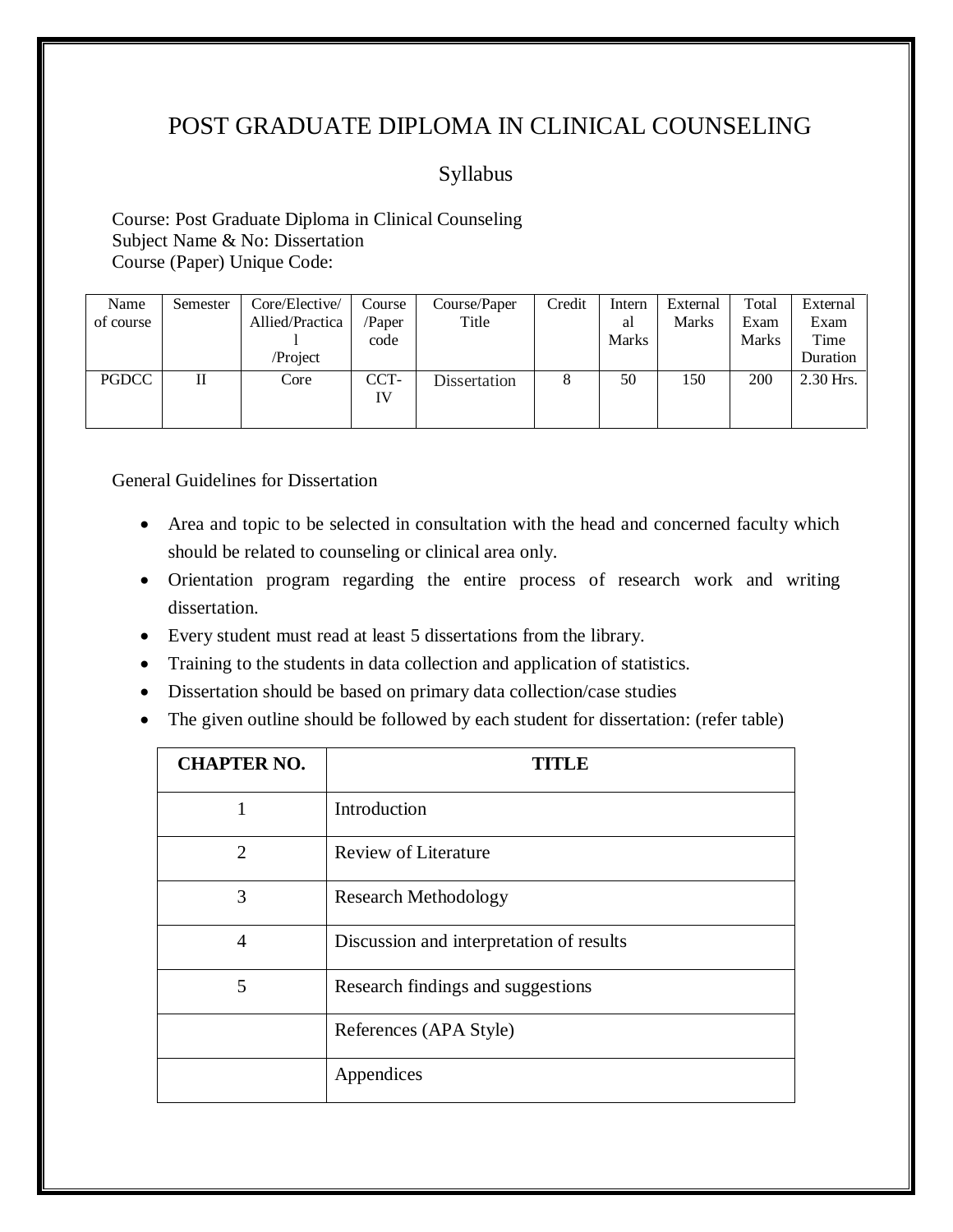# POST GRADUATE DIPLOMA IN CLINICAL COUNSELING

## Syllabus

Course: Post Graduate Diploma in Clinical Counseling
Subject Name & No: Dissertation
Course (Paper) Unique Code:

| Name of course | Semester | Core/Elective/ Allied/Practical /Project | Course /Paper code | Course/Paper Title | Credit | Internal Marks | External Marks | Total Exam Marks | External Exam Time Duration |
|---|---|---|---|---|---|---|---|---|---|
| PGDCC | II | Core | CCT-IV | Dissertation | 8 | 50 | 150 | 200 | 2.30 Hrs. |

General Guidelines for Dissertation

- Area and topic to be selected in consultation with the head and concerned faculty which should be related to counseling or clinical area only.
- Orientation program regarding the entire process of research work and writing dissertation.
- Every student must read at least 5 dissertations from the library.
- Training to the students in data collection and application of statistics.
- Dissertation should be based on primary data collection/case studies
- The given outline should be followed by each student for dissertation: (refer table)

| CHAPTER NO. | TITLE |
|---|---|
| 1 | Introduction |
| 2 | Review of Literature |
| 3 | Research Methodology |
| 4 | Discussion and interpretation of results |
| 5 | Research findings and suggestions |
| | References (APA Style) |
| | Appendices |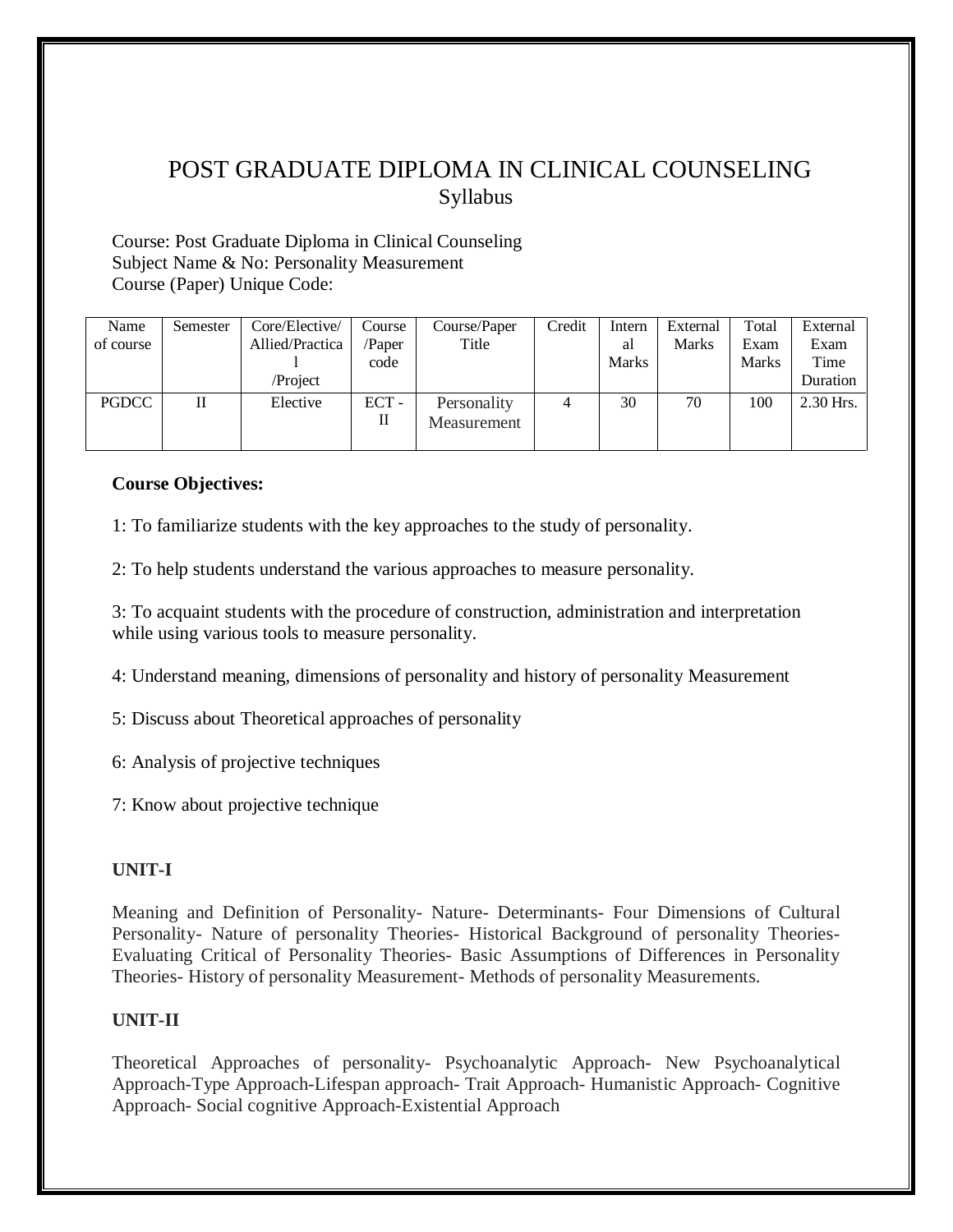# POST GRADUATE DIPLOMA IN CLINICAL COUNSELING

## Syllabus

Course: Post Graduate Diploma in Clinical Counseling
Subject Name & No: Personality Measurement
Course (Paper) Unique Code:

| Name of course | Semester | Core/Elective/ Allied/Practical /Project | Course /Paper code | Course/Paper Title | Credit | Internal Marks | External Marks | Total Exam Marks | External Exam Time Duration |
|---|---|---|---|---|---|---|---|---|---|
| PGDCC | II | Elective | ECT - II | Personality Measurement | 4 | 30 | 70 | 100 | 2.30 Hrs. |

**Course Objectives:**

1: To familiarize students with the key approaches to the study of personality.

2: To help students understand the various approaches to measure personality.

3: To acquaint students with the procedure of construction, administration and interpretation while using various tools to measure personality.

4: Understand meaning, dimensions of personality and history of personality Measurement

5: Discuss about Theoretical approaches of personality

6: Analysis of projective techniques

7: Know about projective technique

**UNIT-I**

Meaning and Definition of Personality- Nature- Determinants- Four Dimensions of Cultural Personality- Nature of personality Theories- Historical Background of personality Theories- Evaluating Critical of Personality Theories- Basic Assumptions of Differences in Personality Theories- History of personality Measurement- Methods of personality Measurements.

**UNIT-II**

Theoretical Approaches of personality- Psychoanalytic Approach- New Psychoanalytical Approach-Type Approach-Lifespan approach- Trait Approach- Humanistic Approach- Cognitive Approach- Social cognitive Approach-Existential Approach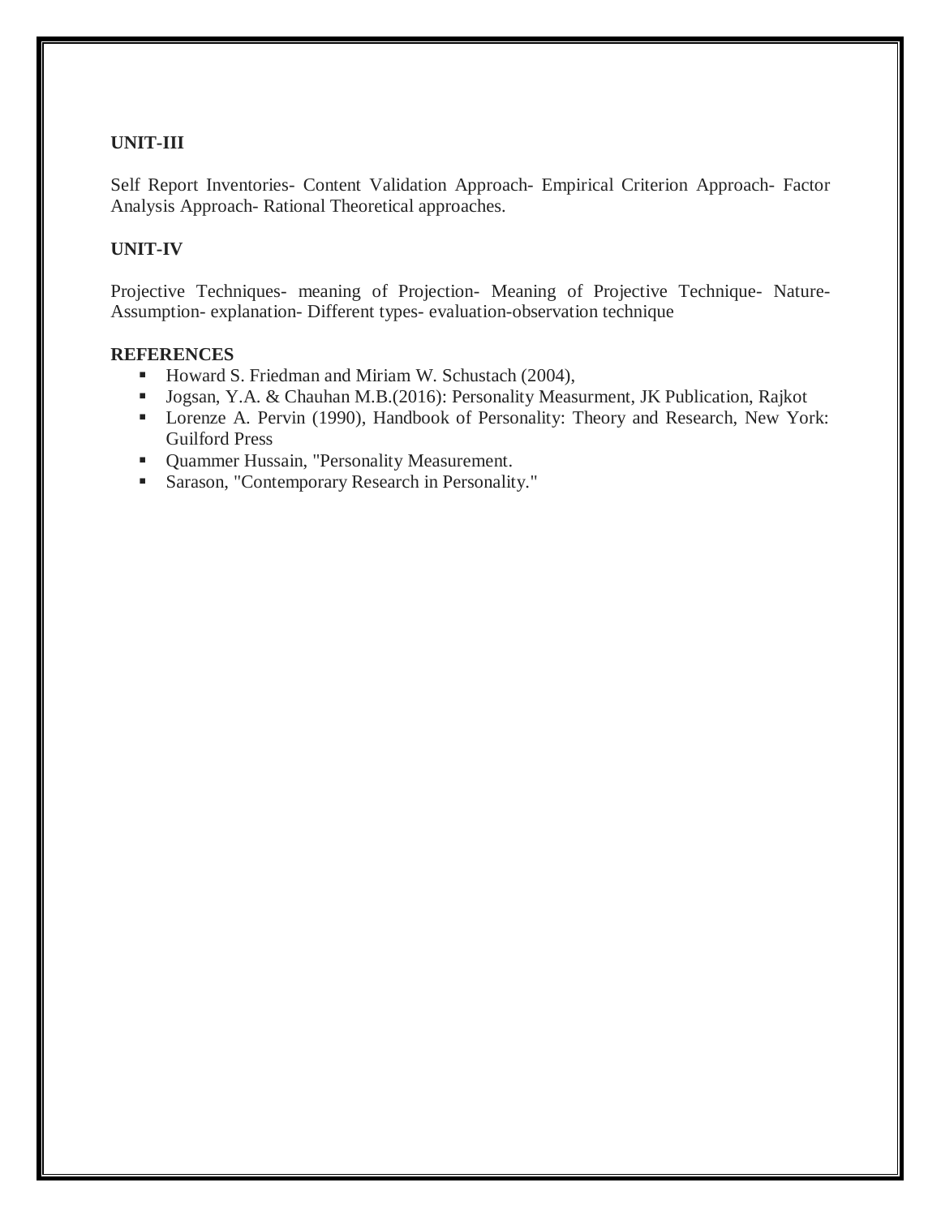**UNIT-III**

Self Report Inventories- Content Validation Approach- Empirical Criterion Approach- Factor Analysis Approach- Rational Theoretical approaches.

**UNIT-IV**

Projective Techniques- meaning of Projection- Meaning of Projective Technique- Nature- Assumption- explanation- Different types- evaluation-observation technique

**REFERENCES**

- Howard S. Friedman and Miriam W. Schustach (2004),
- Jogsan, Y.A. & Chauhan M.B.(2016): Personality Measurment, JK Publication, Rajkot
- Lorenze A. Pervin (1990), Handbook of Personality: Theory and Research, New York: Guilford Press
- Quammer Hussain, "Personality Measurement.
- Sarason, "Contemporary Research in Personality."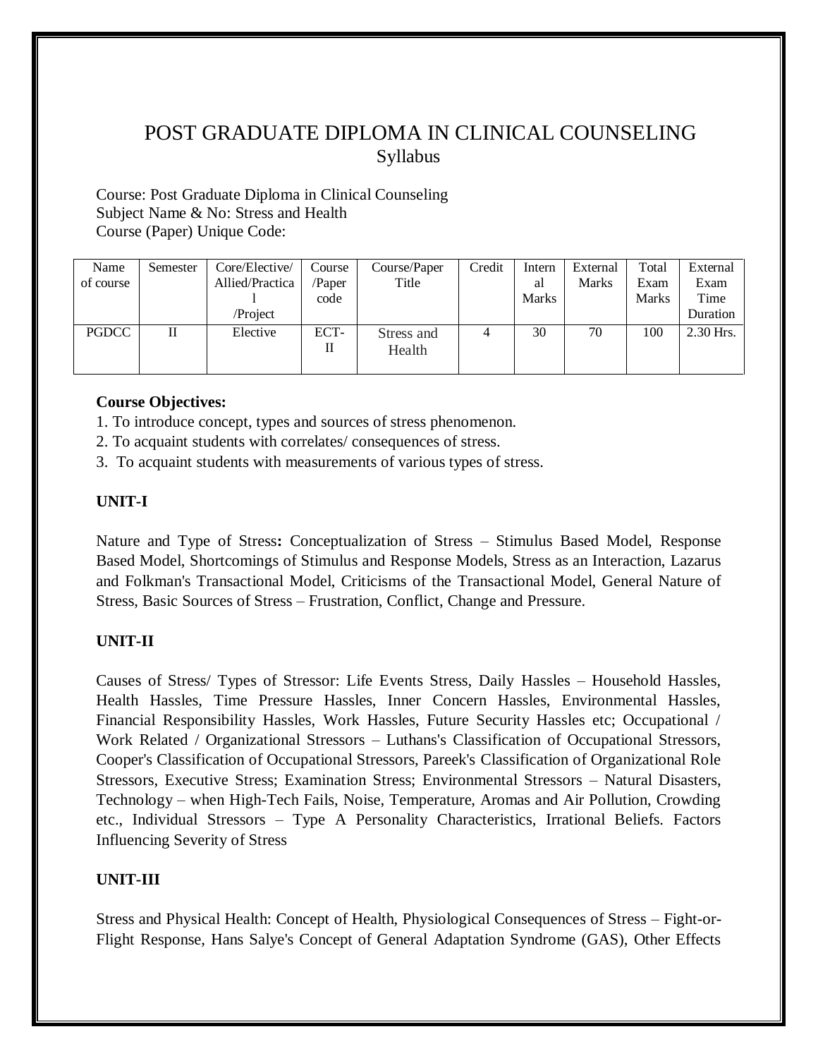# POST GRADUATE DIPLOMA IN CLINICAL COUNSELING

## Syllabus

Course: Post Graduate Diploma in Clinical Counseling
Subject Name & No: Stress and Health
Course (Paper) Unique Code:

| Name of course | Semester | Core/Elective/ Allied/Practical /Project | Course /Paper code | Course/Paper Title | Credit | Internal Marks | External Marks | Total Exam Marks | External Exam Time Duration |
|---|---|---|---|---|---|---|---|---|---|
| PGDCC | II | Elective | ECT-II | Stress and Health | 4 | 30 | 70 | 100 | 2.30 Hrs. |

**Course Objectives:**

1. To introduce concept, types and sources of stress phenomenon.
2. To acquaint students with correlates/ consequences of stress.
3. To acquaint students with measurements of various types of stress.

**UNIT-I**

Nature and Type of Stress**:** Conceptualization of Stress – Stimulus Based Model, Response Based Model, Shortcomings of Stimulus and Response Models, Stress as an Interaction, Lazarus and Folkman's Transactional Model, Criticisms of the Transactional Model, General Nature of Stress, Basic Sources of Stress – Frustration, Conflict, Change and Pressure.

**UNIT-II**

Causes of Stress/ Types of Stressor: Life Events Stress, Daily Hassles – Household Hassles, Health Hassles, Time Pressure Hassles, Inner Concern Hassles, Environmental Hassles, Financial Responsibility Hassles, Work Hassles, Future Security Hassles etc; Occupational / Work Related / Organizational Stressors – Luthans's Classification of Occupational Stressors, Cooper's Classification of Occupational Stressors, Pareek's Classification of Organizational Role Stressors, Executive Stress; Examination Stress; Environmental Stressors – Natural Disasters, Technology – when High-Tech Fails, Noise, Temperature, Aromas and Air Pollution, Crowding etc., Individual Stressors – Type A Personality Characteristics, Irrational Beliefs. Factors Influencing Severity of Stress

**UNIT-III**

Stress and Physical Health: Concept of Health, Physiological Consequences of Stress – Fight-or-Flight Response, Hans Salye's Concept of General Adaptation Syndrome (GAS), Other Effects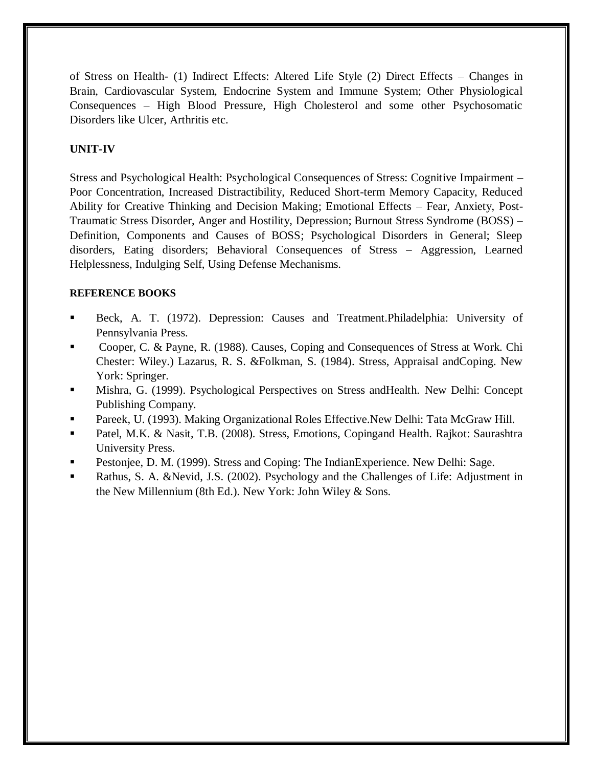of Stress on Health- (1) Indirect Effects: Altered Life Style (2) Direct Effects – Changes in Brain, Cardiovascular System, Endocrine System and Immune System; Other Physiological Consequences – High Blood Pressure, High Cholesterol and some other Psychosomatic Disorders like Ulcer, Arthritis etc.

**UNIT-IV**

Stress and Psychological Health: Psychological Consequences of Stress: Cognitive Impairment – Poor Concentration, Increased Distractibility, Reduced Short-term Memory Capacity, Reduced Ability for Creative Thinking and Decision Making; Emotional Effects – Fear, Anxiety, Post-Traumatic Stress Disorder, Anger and Hostility, Depression; Burnout Stress Syndrome (BOSS) – Definition, Components and Causes of BOSS; Psychological Disorders in General; Sleep disorders, Eating disorders; Behavioral Consequences of Stress – Aggression, Learned Helplessness, Indulging Self, Using Defense Mechanisms.

**REFERENCE BOOKS**

- Beck, A. T. (1972). Depression: Causes and Treatment.Philadelphia: University of Pennsylvania Press.
- Cooper, C. & Payne, R. (1988). Causes, Coping and Consequences of Stress at Work. Chi Chester: Wiley.) Lazarus, R. S. &Folkman, S. (1984). Stress, Appraisal andCoping. New York: Springer.
- Mishra, G. (1999). Psychological Perspectives on Stress andHealth. New Delhi: Concept Publishing Company.
- Pareek, U. (1993). Making Organizational Roles Effective.New Delhi: Tata McGraw Hill.
- Patel, M.K. & Nasit, T.B. (2008). Stress, Emotions, Copingand Health. Rajkot: Saurashtra University Press.
- Pestonjee, D. M. (1999). Stress and Coping: The IndianExperience. New Delhi: Sage.
- Rathus, S. A. &Nevid, J.S. (2002). Psychology and the Challenges of Life: Adjustment in the New Millennium (8th Ed.). New York: John Wiley & Sons.